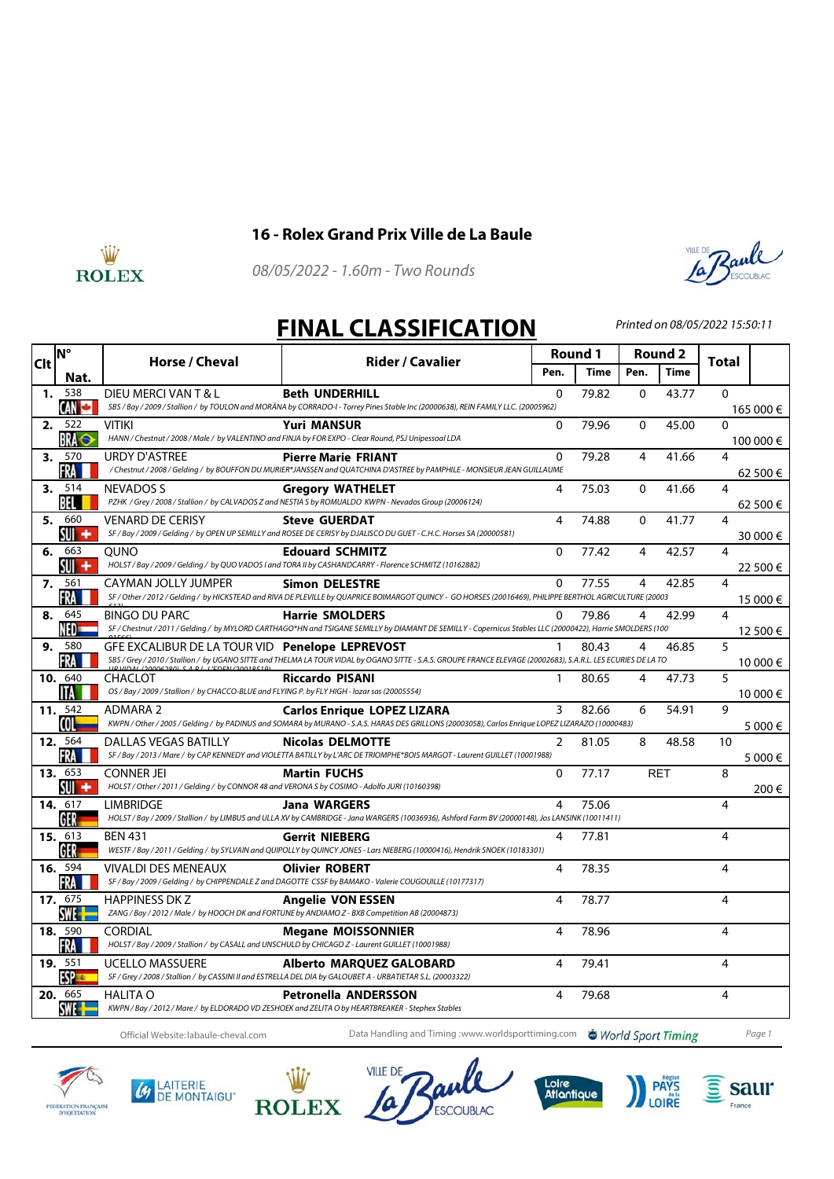## 16 - Rolex Grand Prix Ville de La Baule

*08/05/2022 - 1.60m - Two Rounds*

# FINAL CLASSIFICATION

*Printed on 08/05/2022 15:50:11*

| Clt | N° / Nat. | Horse / Cheval | Rider / Cavalier | Round 1 Pen. | Round 1 Time | Round 2 Pen. | Round 2 Time | Total | Prize |
|---|---|---|---|---|---|---|---|---|---|
| 1. | 538 CAN | DIEU MERCI VAN T & L<br>*SBS / Bay / 2009 / Stallion / by TOULON and MORÄNA by CORRADO-I - Torrey Pines Stable Inc (20000638), REIN FAMILY LLC. (20005962)* | **Beth UNDERHILL** | 0 | 79.82 | 0 | 43.77 | 0 | 165 000 € |
| 2. | 522 BRA | VITIKI<br>*HANN / Chestnut / 2008 / Male / by VALENTINO and FINJA by FOR EXPO - Clear Round, PSJ Unipessoal LDA* | **Yuri MANSUR** | 0 | 79.96 | 0 | 45.00 | 0 | 100 000 € |
| 3. | 570 FRA | URDY D'ASTREE<br>*/ Chestnut / 2008 / Gelding / by BOUFFON DU MURIER*JANSSEN and QUATCHINA D'ASTREE by PAMPHILE - MONSIEUR JEAN GUILLAUME* | **Pierre Marie FRIANT** | 0 | 79.28 | 4 | 41.66 | 4 | 62 500 € |
| 3. | 514 BEL | NEVADOS S<br>*PZHK / Grey / 2008 / Stallion / by CALVADOS Z and NESTIA S by ROMUALDO KWPN - Nevados Group (20006124)* | **Gregory WATHELET** | 4 | 75.03 | 0 | 41.66 | 4 | 62 500 € |
| 5. | 660 SUI | VENARD DE CERISY<br>*SF / Bay / 2009 / Gelding / by OPEN UP SEMILLY and ROSEE DE CERISY by DJALISCO DU GUET - C.H.C. Horses SA (20000581)* | **Steve GUERDAT** | 4 | 74.88 | 0 | 41.77 | 4 | 30 000 € |
| 6. | 663 SUI | QUNO<br>*HOLST / Bay / 2009 / Gelding / by QUO VADOS I and TORA II by CASHANDCARRY - Florence SCHMITZ (10162882)* | **Edouard SCHMITZ** | 0 | 77.42 | 4 | 42.57 | 4 | 22 500 € |
| 7. | 561 FRA | CAYMAN JOLLY JUMPER<br>*SF / Other / 2012 / Gelding / by HICKSTEAD and RIVA DE PLEVILLE by QUAPRICE BOIMARGOT QUINCY - GO HORSES (20016469), PHILIPPE BERTHOL AGRICULTURE (20003...* | **Simon DELESTRE** | 0 | 77.55 | 4 | 42.85 | 4 | 15 000 € |
| 8. | 645 NED | BINGO DU PARC<br>*SF / Chestnut / 2011 / Gelding / by MYLORD CARTHAGO*HN and TSIGANE SEMILLY by DIAMANT DE SEMILLY - Copernicus Stables LLC (20000422), Harrie SMOLDERS (100...* | **Harrie SMOLDERS** | 0 | 79.86 | 4 | 42.99 | 4 | 12 500 € |
| 9. | 580 FRA | GFE EXCALIBUR DE LA TOUR VID<br>*SBS / Grey / 2010 / Stallion / by UGANO SITTE and THELMA LA TOUR VIDAL by OGANO SITTE - S.A.S. GROUPE FRANCE ELEVAGE (20002683), S.A.R.L. LES ECURIES DE LA TOUR VIDAL (20006380), S.A.R.L. L'EDEN (20018519)* | **Penelope LEPREVOST** | 1 | 80.43 | 4 | 46.85 | 5 | 10 000 € |
| 10. | 640 ITA | CHACLOT<br>*OS / Bay / 2009 / Stallion / by CHACCO-BLUE and FLYING P. by FLY HIGH - lozar sas (20005554)* | **Riccardo PISANI** | 1 | 80.65 | 4 | 47.73 | 5 | 10 000 € |
| 11. | 542 COL | ADMARA 2<br>*KWPN / Other / 2005 / Gelding / by PADINUS and SOMARA by MURANO - S.A.S. HARAS DES GRILLONS (20003058), Carlos Enrique LOPEZ LIZARAZO (10000483)* | **Carlos Enrique LOPEZ LIZARA** | 3 | 82.66 | 6 | 54.91 | 9 | 5 000 € |
| 12. | 564 FRA | DALLAS VEGAS BATILLY<br>*SF / Bay / 2013 / Mare / by CAP KENNEDY and VIOLETTA BATILLY by L'ARC DE TRIOMPHE*BOIS MARGOT - Laurent GUILLET (10001988)* | **Nicolas DELMOTTE** | 2 | 81.05 | 8 | 48.58 | 10 | 5 000 € |
| 13. | 653 SUI | CONNER JEI<br>*HOLST / Other / 2011 / Gelding / by CONNOR 48 and VERONA S by COSIMO - Adolfo JURI (10160398)* | **Martin FUCHS** | 0 | 77.17 | RET | | 8 | 200 € |
| 14. | 617 GER | LIMBRIDGE<br>*HOLST / Bay / 2009 / Stallion / by LIMBUS and ULLA XV by CAMBRIDGE - Jana WARGERS (10036936), Ashford Farm BV (20000148), Jos LANSINK (10011411)* | **Jana WARGERS** | 4 | 75.06 | | | 4 | |
| 15. | 613 GER | BEN 431<br>*WESTF / Bay / 2011 / Gelding / by SYLVAIN and QUIPOLLY by QUINCY JONES - Lars NIEBERG (10000416), Hendrik SNOEK (10183301)* | **Gerrit NIEBERG** | 4 | 77.81 | | | 4 | |
| 16. | 594 FRA | VIVALDI DES MENEAUX<br>*SF / Bay / 2009 / Gelding / by CHIPPENDALE Z and DAGOTTE CSSF by BAMAKO - Valerie COUGOUILLE (10177317)* | **Olivier ROBERT** | 4 | 78.35 | | | 4 | |
| 17. | 675 SWE | HAPPINESS DK Z<br>*ZANG / Bay / 2012 / Male / by HOOCH DK and FORTUNE by ANDIAMO Z - BXB Competition AB (20004873)* | **Angelie VON ESSEN** | 4 | 78.77 | | | 4 | |
| 18. | 590 FRA | CORDIAL<br>*HOLST / Bay / 2009 / Stallion / by CASALL and UNSCHULD by CHICAGO Z - Laurent GUILLET (10001988)* | **Megane MOISSONNIER** | 4 | 78.96 | | | 4 | |
| 19. | 551 ESP | UCELLO MASSUERE<br>*SF / Grey / 2008 / Stallion / by CASSINI II and ESTRELLA DEL DIA by GALOUBET A - URBATIETAR S.L. (20003322)* | **Alberto MARQUEZ GALOBARD** | 4 | 79.41 | | | 4 | |
| 20. | 665 SWE | HALITA O<br>*KWPN / Bay / 2012 / Mare / by ELDORADO VD ZESHOEK and ZELITA O by HEARTBREAKER - Stephex Stables* | **Petronella ANDERSSON** | 4 | 79.68 | | | 4 | |

Official Website: labaule-cheval.com — Data Handling and Timing: www.worldsporttiming.com — World Sport Timing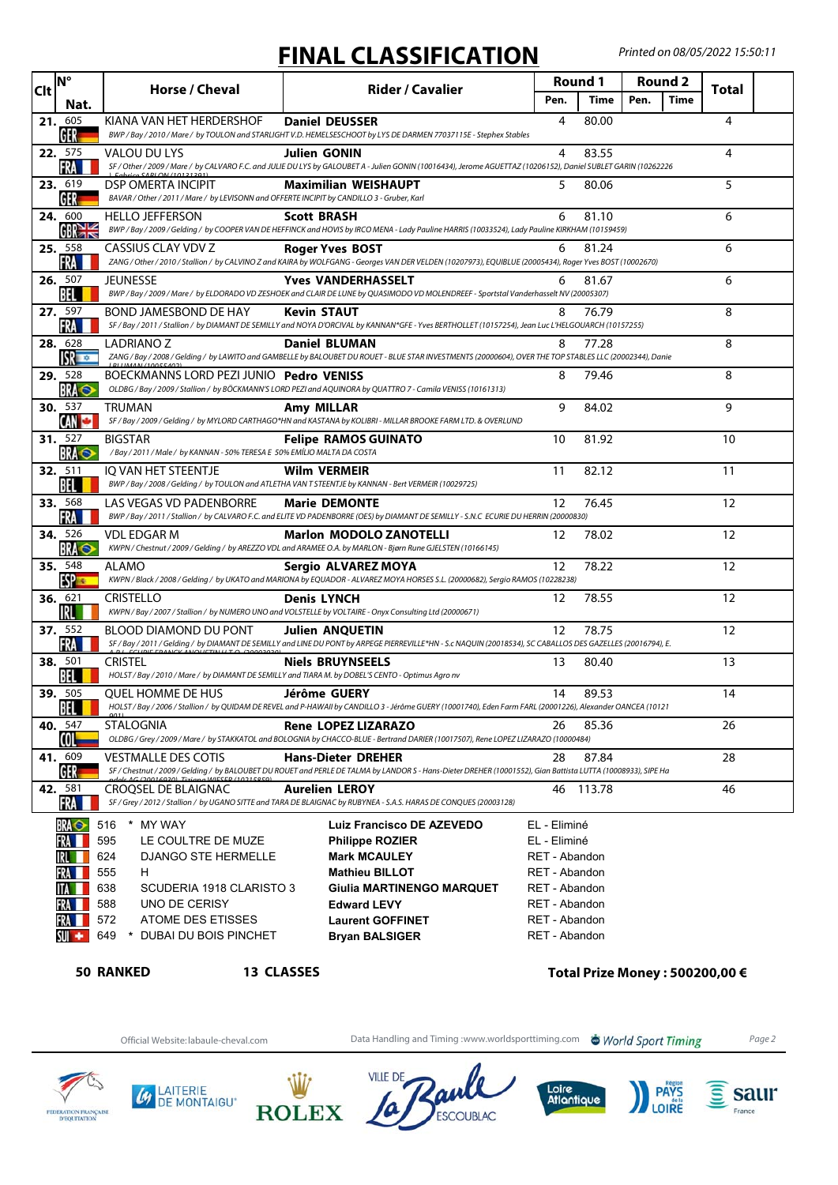# FINAL CLASSIFICATION

*Printed on 08/05/2022 15:50:11*

| Clt | N° Nat. | Horse / Cheval | Rider / Cavalier | Round 1 Pen. | Round 1 Time | Round 2 Pen. | Round 2 Time | Total |
|---|---|---|---|---|---|---|---|---|
| 21. | 605 GER | KIANA VAN HET HERDERSHOF<br>*BWP / Bay / 2010 / Mare / by TOULON and STARLIGHT V.D. HEMELSESCHOOT by LYS DE DARMEN 77037115E - Stephex Stables* | **Daniel DEUSSER** | 4 | 80.00 | | | 4 |
| 22. | 575 FRA | VALOU DU LYS<br>*SF / Other / 2009 / Mare / by CALVARO F.C. and JULIE DU LYS by GALOUBET A - Julien GONIN (10016434), Jerome AGUETTAZ (10206152), Daniel SUBLET GARIN (10262226 ), Fabrice SABLON (10121301)* | **Julien GONIN** | 4 | 83.55 | | | 4 |
| 23. | 619 GER | DSP OMERTA INCIPIT<br>*BAVAR / Other / 2011 / Mare / by LEVISONN and OFFERTE INCIPIT by CANDILLO 3 - Gruber, Karl* | **Maximilian WEISHAUPT** | 5 | 80.06 | | | 5 |
| 24. | 600 GBR | HELLO JEFFERSON<br>*BWP / Bay / 2009 / Gelding / by COOPER VAN DE HEFFINCK and HOVIS by IRCO MENA - Lady Pauline HARRIS (10033524), Lady Pauline KIRKHAM (10159459)* | **Scott BRASH** | 6 | 81.10 | | | 6 |
| 25. | 558 FRA | CASSIUS CLAY VDV Z<br>*ZANG / Other / 2010 / Stallion / by CALVINO Z and KAIRA by WOLFGANG - Georges VAN DER VELDEN (10207973), EQUIBLUE (20005434), Roger Yves BOST (10002670)* | **Roger Yves BOST** | 6 | 81.24 | | | 6 |
| 26. | 507 BEL | JEUNESSE<br>*BWP / Bay / 2009 / Mare / by ELDORADO VD ZESHOEK and CLAIR DE LUNE by QUASIMODO VD MOLENDREEF - Sportstal Vanderhasselt NV (20005307)* | **Yves VANDERHASSELT** | 6 | 81.67 | | | 6 |
| 27. | 597 FRA | BOND JAMESBOND DE HAY<br>*SF / Bay / 2011 / Stallion / by DIAMANT DE SEMILLY and NOYA D'ORCIVAL by KANNAN*GFE - Yves BERTHOLLET (10157254), Jean Luc L'HELGOUARCH (10157255)* | **Kevin STAUT** | 8 | 76.79 | | | 8 |
| 28. | 628 ISR | LADRIANO Z<br>*ZANG / Bay / 2008 / Gelding / by LAWITO and GAMBELLE by GALOUBET DU ROUET - BLUE STAR INVESTMENTS (20000604), OVER THE TOP STABLES LLC (20002344), Danie l BLUMAN (10055402)* | **Daniel BLUMAN** | 8 | 77.28 | | | 8 |
| 29. | 528 BRA | BOECKMANNS LORD PEZI JUNIO<br>*OLDBG / Bay / 2009 / Stallion / by BÖCKMANN'S LORD PEZI and AQUINORA by QUATTRO 7 - Camila VENISS (10161313)* | **Pedro VENISS** | 8 | 79.46 | | | 8 |
| 30. | 537 CAN | TRUMAN<br>*SF / Bay / 2009 / Gelding / by MYLORD CARTHAGO*HN and KASTANA by KOLIBRI - MILLAR BROOKE FARM LTD. & OVERLUND* | **Amy MILLAR** | 9 | 84.02 | | | 9 |
| 31. | 527 BRA | BIGSTAR<br>*/ Bay / 2011 / Male / by KANNAN - 50% TERESA E 50% EMÍLIO MALTA DA COSTA* | **Felipe RAMOS GUINATO** | 10 | 81.92 | | | 10 |
| 32. | 511 BEL | IQ VAN HET STEENTJE<br>*BWP / Bay / 2008 / Gelding / by TOULON and ATLETHA VAN T STEENTJE by KANNAN - Bert VERMEIR (10029725)* | **Wilm VERMEIR** | 11 | 82.12 | | | 11 |
| 33. | 568 FRA | LAS VEGAS VD PADENBORRE<br>*BWP / Bay / 2011 / Stallion / by CALVARO F.C. and ELITE VD PADENBORRE (OES) by DIAMANT DE SEMILLY - S.N.C ECURIE DU HERRIN (20000830)* | **Marie DEMONTE** | 12 | 76.45 | | | 12 |
| 34. | 526 BRA | VDL EDGAR M<br>*KWPN / Chestnut / 2009 / Gelding / by AREZZO VDL and ARAMEE O.A. by MARLON - Bjørn Rune GJELSTEN (10166145)* | **Marlon MODOLO ZANOTELLI** | 12 | 78.02 | | | 12 |
| 35. | 548 ESP | ALAMO<br>*KWPN / Black / 2008 / Gelding / by UKATO and MARIONA by EQUADOR - ALVAREZ MOYA HORSES S.L. (20000682), Sergio RAMOS (10228238)* | **Sergio ALVAREZ MOYA** | 12 | 78.22 | | | 12 |
| 36. | 621 IRL | CRISTELLO<br>*KWPN / Bay / 2007 / Stallion / by NUMERO UNO and VOLSTELLE by VOLTAIRE - Onyx Consulting Ltd (20000671)* | **Denis LYNCH** | 12 | 78.55 | | | 12 |
| 37. | 552 FRA | BLOOD DIAMOND DU PONT<br>*SF / Bay / 2011 / Gelding / by DIAMANT DE SEMILLY and LINE DU PONT by ARPEGE PIERREVILLE*HN - S.c NAQUIN (20018534), SC CABALLOS DES GAZELLES (20016794), E. A.R.L. ECURIE FRANCK ANQUETIN H.T.O. (20003030)* | **Julien ANQUETIN** | 12 | 78.75 | | | 12 |
| 38. | 501 BEL | CRISTEL<br>*HOLST / Bay / 2010 / Mare / by DIAMANT DE SEMILLY and TIARA M. by DOBEL'S CENTO - Optimus Agro nv* | **Niels BRUYNSEELS** | 13 | 80.40 | | | 13 |
| 39. | 505 BEL | QUEL HOMME DE HUS<br>*HOLST / Bay / 2006 / Stallion / by QUIDAM DE REVEL and P-HAWAII by CANDILLO 3 - Jérôme GUERY (10001740), Eden Farm FARL (20001226), Alexander OANCEA (10121 901)* | **Jérôme GUERY** | 14 | 89.53 | | | 14 |
| 40. | 547 COL | STALOGNIA<br>*OLDBG / Grey / 2009 / Mare / by STAKKATOL and BOLOGNIA by CHACCO-BLUE - Bertrand DARIER (10017507), Rene LOPEZ LIZARAZO (10000484)* | **Rene LOPEZ LIZARAZO** | 26 | 85.36 | | | 26 |
| 41. | 609 GER | VESTMALLE DES COTIS<br>*SF / Chestnut / 2009 / Gelding / by BALOUBET DU ROUET and PERLE DE TALMA by LANDOR S - Hans-Dieter DREHER (10001552), Gian Battista LUTTA (10008933), SIPE Ha ndels AG (20016930), Tiziana WIESER (10215859)* | **Hans-Dieter DREHER** | 28 | 87.84 | | | 28 |
| 42. | 581 FRA | CROQSEL DE BLAIGNAC<br>*SF / Grey / 2012 / Stallion / by UGANO SITTE and TARA DE BLAIGNAC by RUBYNEA - S.A.S. HARAS DE CONQUES (20003128)* | **Aurelien LEROY** | 46 | 113.78 | | | 46 |

| Nat. | N° | Horse / Cheval | Rider / Cavalier | Status |
|---|---|---|---|---|
| BRA | 516 | * MY WAY | **Luiz Francisco DE AZEVEDO** | EL - Eliminé |
| FRA | 595 | LE COULTRE DE MUZE | **Philippe ROZIER** | EL - Eliminé |
| IRL | 624 | DJANGO STE HERMELLE | **Mark MCAULEY** | RET - Abandon |
| FRA | 555 | H | **Mathieu BILLOT** | RET - Abandon |
| ITA | 638 | SCUDERIA 1918 CLARISTO 3 | **Giulia MARTINENGO MARQUET** | RET - Abandon |
| FRA | 588 | UNO DE CERISY | **Edward LEVY** | RET - Abandon |
| FRA | 572 | ATOME DES ETISSES | **Laurent GOFFINET** | RET - Abandon |
| SUI | 649 | * DUBAI DU BOIS PINCHET | **Bryan BALSIGER** | RET - Abandon |

**50 RANKED** **13 CLASSES** **Total Prize Money : 500200,00 €**

Official Website: labaule-cheval.com Data Handling and Timing : www.worldsporttiming.com World Sport Timing